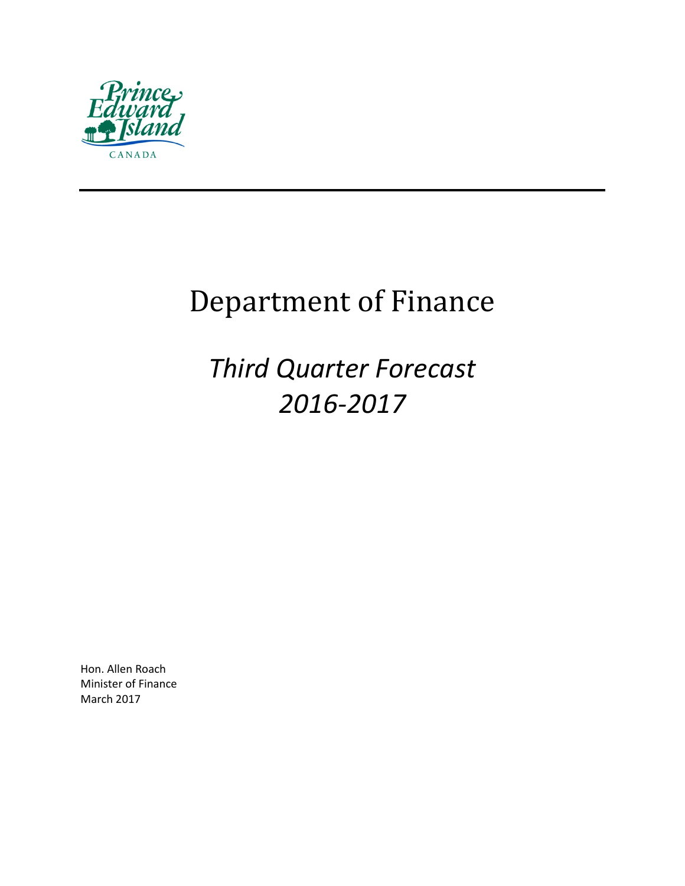# Department of Finance

## *Third Quarter Forecast 2016-2017*

Hon. Allen Roach
Minister of Finance
March 2017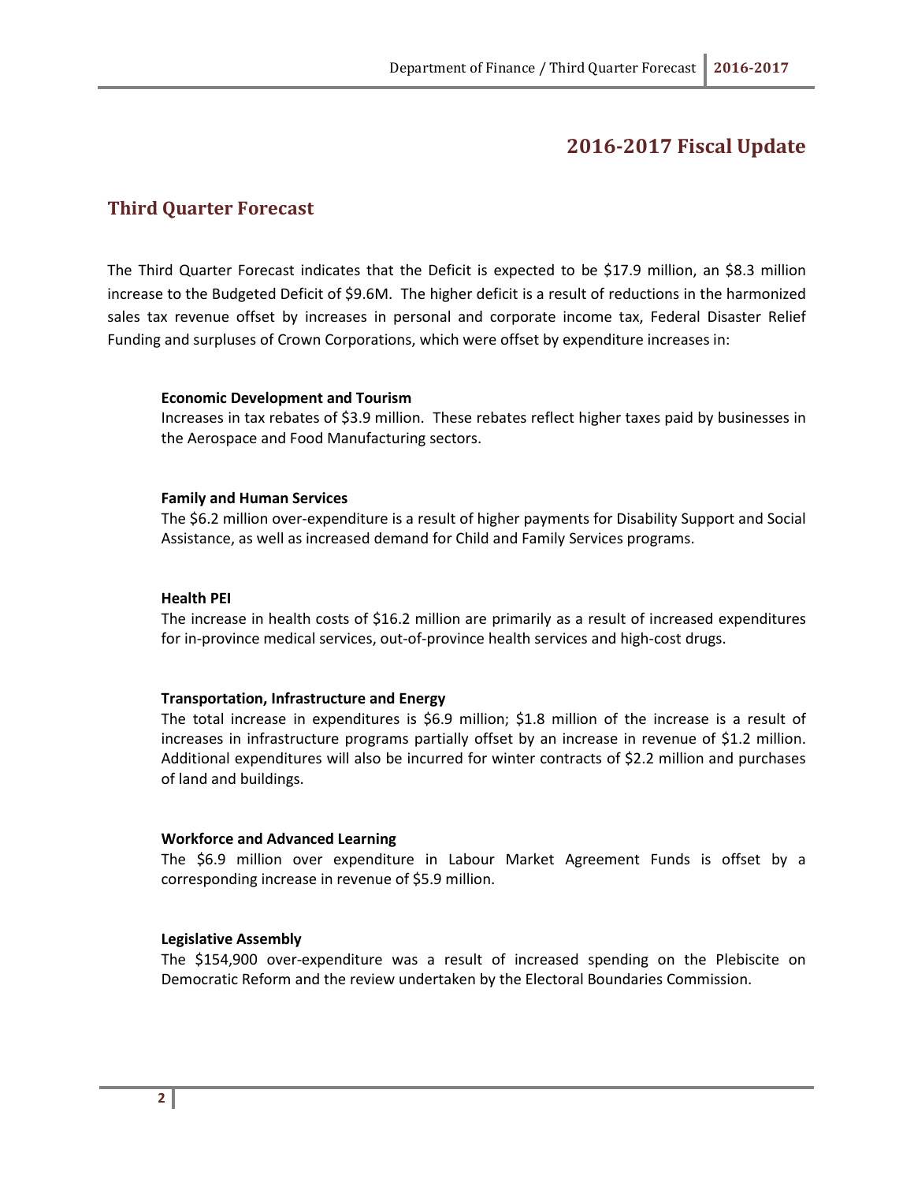# 2016-2017 Fiscal Update

## Third Quarter Forecast

The Third Quarter Forecast indicates that the Deficit is expected to be $17.9 million, an $8.3 million increase to the Budgeted Deficit of $9.6M. The higher deficit is a result of reductions in the harmonized sales tax revenue offset by increases in personal and corporate income tax, Federal Disaster Relief Funding and surpluses of Crown Corporations, which were offset by expenditure increases in:

**Economic Development and Tourism**
Increases in tax rebates of $3.9 million. These rebates reflect higher taxes paid by businesses in the Aerospace and Food Manufacturing sectors.

**Family and Human Services**
The $6.2 million over-expenditure is a result of higher payments for Disability Support and Social Assistance, as well as increased demand for Child and Family Services programs.

**Health PEI**
The increase in health costs of $16.2 million are primarily as a result of increased expenditures for in-province medical services, out-of-province health services and high-cost drugs.

**Transportation, Infrastructure and Energy**
The total increase in expenditures is $6.9 million; $1.8 million of the increase is a result of increases in infrastructure programs partially offset by an increase in revenue of $1.2 million. Additional expenditures will also be incurred for winter contracts of $2.2 million and purchases of land and buildings.

**Workforce and Advanced Learning**
The $6.9 million over expenditure in Labour Market Agreement Funds is offset by a corresponding increase in revenue of $5.9 million.

**Legislative Assembly**
The $154,900 over-expenditure was a result of increased spending on the Plebiscite on Democratic Reform and the review undertaken by the Electoral Boundaries Commission.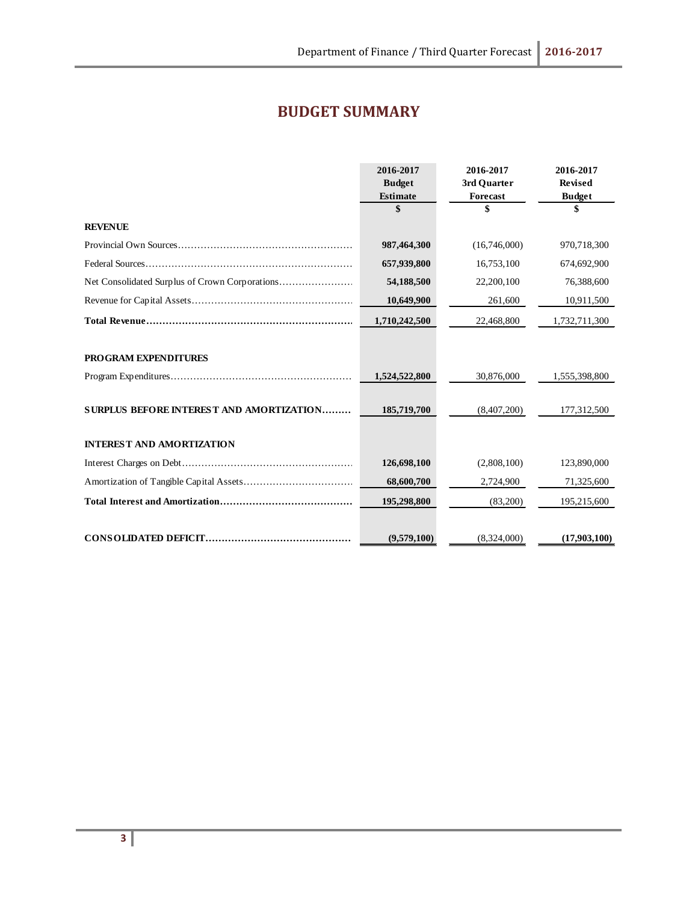# BUDGET SUMMARY

| | 2016-2017 Budget Estimate | 2016-2017 3rd Quarter Forecast | 2016-2017 Revised Budget |
|---|---|---|---|
| | $ | $ | $ |
| **REVENUE** | | | |
| Provincial Own Sources | **987,464,300** | (16,746,000) | 970,718,300 |
| Federal Sources | **657,939,800** | 16,753,100 | 674,692,900 |
| Net Consolidated Surplus of Crown Corporations | **54,188,500** | 22,200,100 | 76,388,600 |
| Revenue for Capital Assets | **10,649,900** | 261,600 | 10,911,500 |
| **Total Revenue** | **1,710,242,500** | 22,468,800 | 1,732,711,300 |
| **PROGRAM EXPENDITURES** | | | |
| Program Expenditures | **1,524,522,800** | 30,876,000 | 1,555,398,800 |
| **SURPLUS BEFORE INTEREST AND AMORTIZATION** | **185,719,700** | (8,407,200) | 177,312,500 |
| **INTEREST AND AMORTIZATION** | | | |
| Interest Charges on Debt | **126,698,100** | (2,808,100) | 123,890,000 |
| Amortization of Tangible Capital Assets | **68,600,700** | 2,724,900 | 71,325,600 |
| **Total Interest and Amortization** | **195,298,800** | (83,200) | 195,215,600 |
| **CONSOLIDATED DEFICIT** | **(9,579,100)** | (8,324,000) | **(17,903,100)** |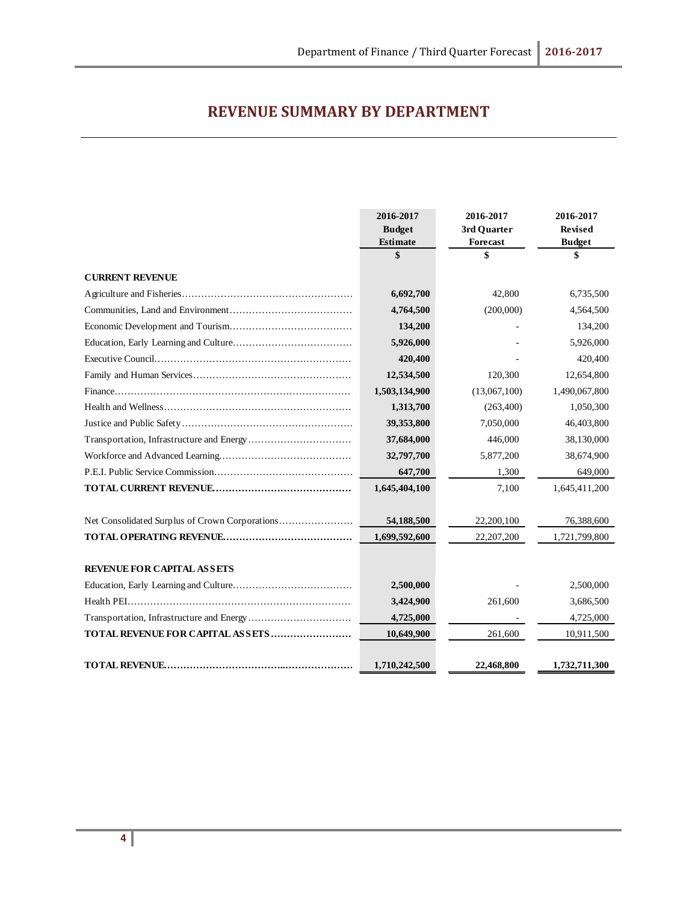# REVENUE SUMMARY BY DEPARTMENT

| | 2016-2017 Budget Estimate $ | 2016-2017 3rd Quarter Forecast $ | 2016-2017 Revised Budget $ |
|---|---|---|---|
| **CURRENT REVENUE** | | | |
| Agriculture and Fisheries | **6,692,700** | 42,800 | 6,735,500 |
| Communities, Land and Environment | **4,764,500** | (200,000) | 4,564,500 |
| Economic Development and Tourism | **134,200** | - | 134,200 |
| Education, Early Learning and Culture | **5,926,000** | - | 5,926,000 |
| Executive Council | **420,400** | - | 420,400 |
| Family and Human Services | **12,534,500** | 120,300 | 12,654,800 |
| Finance | **1,503,134,900** | (13,067,100) | 1,490,067,800 |
| Health and Wellness | **1,313,700** | (263,400) | 1,050,300 |
| Justice and Public Safety | **39,353,800** | 7,050,000 | 46,403,800 |
| Transportation, Infrastructure and Energy | **37,684,000** | 446,000 | 38,130,000 |
| Workforce and Advanced Learning | **32,797,700** | 5,877,200 | 38,674,900 |
| P.E.I. Public Service Commission | **647,700** | 1,300 | 649,000 |
| **TOTAL CURRENT REVENUE** | **1,645,404,100** | 7,100 | 1,645,411,200 |
| | | | |
| Net Consolidated Surplus of Crown Corporations | **54,188,500** | 22,200,100 | 76,388,600 |
| **TOTAL OPERATING REVENUE** | **1,699,592,600** | 22,207,200 | 1,721,799,800 |
| | | | |
| **REVENUE FOR CAPITAL ASSETS** | | | |
| Education, Early Learning and Culture | **2,500,000** | - | 2,500,000 |
| Health PEI | **3,424,900** | 261,600 | 3,686,500 |
| Transportation, Infrastructure and Energy | **4,725,000** | - | 4,725,000 |
| **TOTAL REVENUE FOR CAPITAL ASSETS** | **10,649,900** | 261,600 | 10,911,500 |
| | | | |
| **TOTAL REVENUE** | **1,710,242,500** | **22,468,800** | **1,732,711,300** |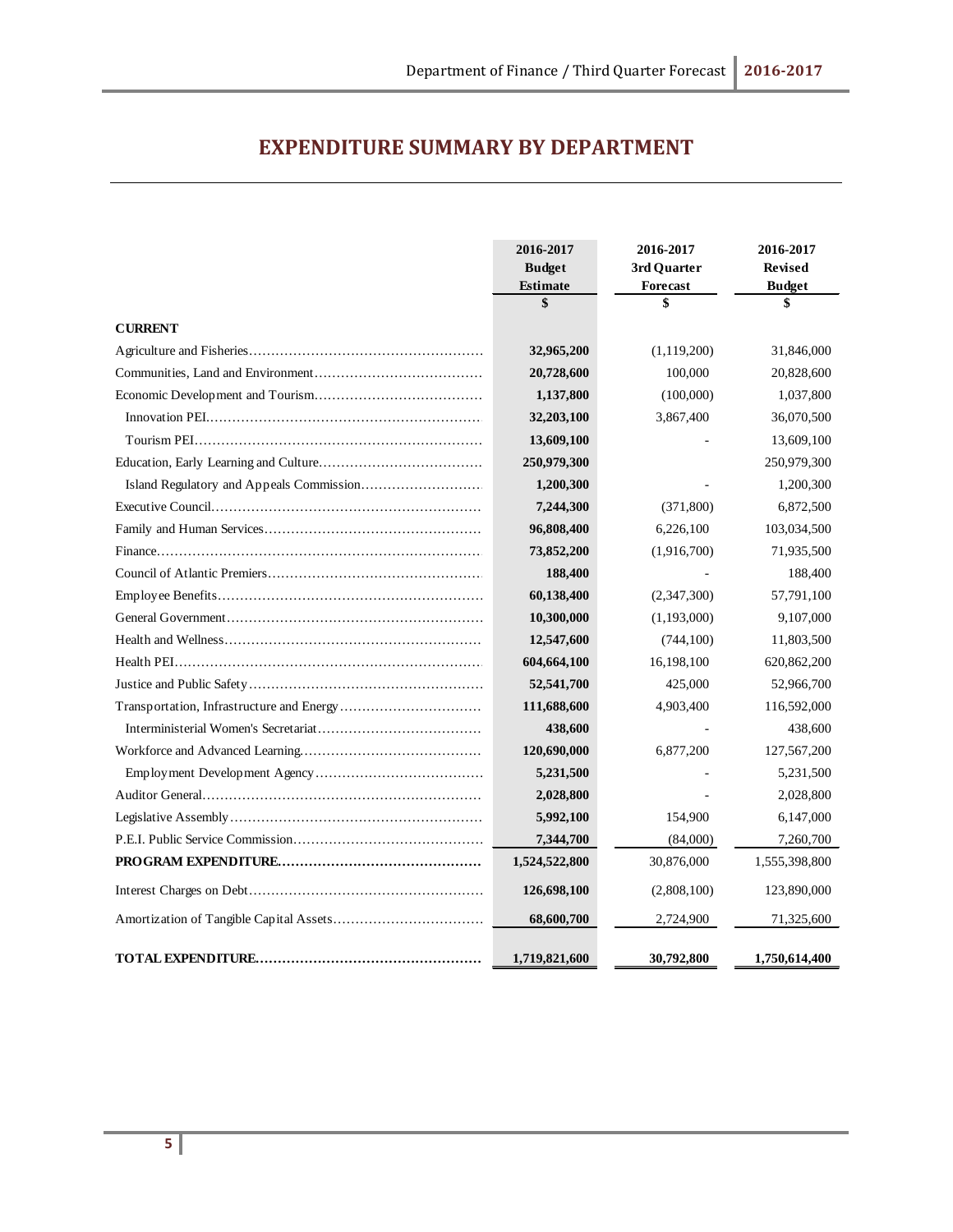# EXPENDITURE SUMMARY BY DEPARTMENT

| | 2016-2017 Budget Estimate $ | 2016-2017 3rd Quarter Forecast $ | 2016-2017 Revised Budget $ |
|---|---|---|---|
| **CURRENT** | | | |
| Agriculture and Fisheries | **32,965,200** | (1,119,200) | 31,846,000 |
| Communities, Land and Environment | **20,728,600** | 100,000 | 20,828,600 |
| Economic Development and Tourism | **1,137,800** | (100,000) | 1,037,800 |
| Innovation PEI | **32,203,100** | 3,867,400 | 36,070,500 |
| Tourism PEI | **13,609,100** | - | 13,609,100 |
| Education, Early Learning and Culture | **250,979,300** | | 250,979,300 |
| Island Regulatory and Appeals Commission | **1,200,300** | - | 1,200,300 |
| Executive Council | **7,244,300** | (371,800) | 6,872,500 |
| Family and Human Services | **96,808,400** | 6,226,100 | 103,034,500 |
| Finance | **73,852,200** | (1,916,700) | 71,935,500 |
| Council of Atlantic Premiers | **188,400** | - | 188,400 |
| Employee Benefits | **60,138,400** | (2,347,300) | 57,791,100 |
| General Government | **10,300,000** | (1,193,000) | 9,107,000 |
| Health and Wellness | **12,547,600** | (744,100) | 11,803,500 |
| Health PEI | **604,664,100** | 16,198,100 | 620,862,200 |
| Justice and Public Safety | **52,541,700** | 425,000 | 52,966,700 |
| Transportation, Infrastructure and Energy | **111,688,600** | 4,903,400 | 116,592,000 |
| Interministerial Women's Secretariat | **438,600** | - | 438,600 |
| Workforce and Advanced Learning | **120,690,000** | 6,877,200 | 127,567,200 |
| Employment Development Agency | **5,231,500** | - | 5,231,500 |
| Auditor General | **2,028,800** | - | 2,028,800 |
| Legislative Assembly | **5,992,100** | 154,900 | 6,147,000 |
| P.E.I. Public Service Commission | **7,344,700** | (84,000) | 7,260,700 |
| **PROGRAM EXPENDITURE** | **1,524,522,800** | 30,876,000 | 1,555,398,800 |
| Interest Charges on Debt | **126,698,100** | (2,808,100) | 123,890,000 |
| Amortization of Tangible Capital Assets | **68,600,700** | 2,724,900 | 71,325,600 |
| **TOTAL EXPENDITURE** | **1,719,821,600** | **30,792,800** | **1,750,614,400** |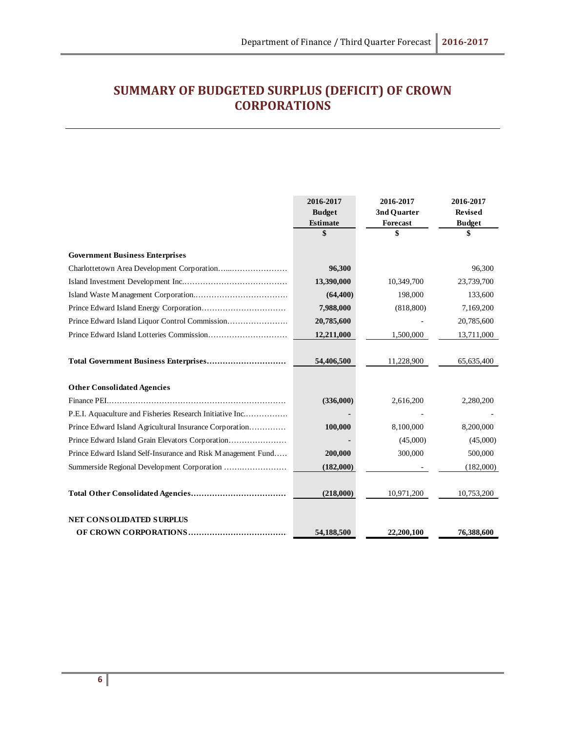# SUMMARY OF BUDGETED SURPLUS (DEFICIT) OF CROWN CORPORATIONS

| | 2016-2017 Budget Estimate | 2016-2017 3nd Quarter Forecast | 2016-2017 Revised Budget |
|---|---|---|---|
| | $ | $ | $ |
| **Government Business Enterprises** | | | |
| Charlottetown Area Development Corporation | **96,300** | | 96,300 |
| Island Investment Development Inc. | **13,390,000** | 10,349,700 | 23,739,700 |
| Island Waste Management Corporation | **(64,400)** | 198,000 | 133,600 |
| Prince Edward Island Energy Corporation | **7,988,000** | (818,800) | 7,169,200 |
| Prince Edward Island Liquor Control Commission | **20,785,600** | - | 20,785,600 |
| Prince Edward Island Lotteries Commission | **12,211,000** | 1,500,000 | 13,711,000 |
| **Total Government Business Enterprises** | **54,406,500** | 11,228,900 | 65,635,400 |
| **Other Consolidated Agencies** | | | |
| Finance PEI | **(336,000)** | 2,616,200 | 2,280,200 |
| P.E.I. Aquaculture and Fisheries Research Initiative Inc. | **-** | - | - |
| Prince Edward Island Agricultural Insurance Corporation | **100,000** | 8,100,000 | 8,200,000 |
| Prince Edward Island Grain Elevators Corporation | **-** | (45,000) | (45,000) |
| Prince Edward Island Self-Insurance and Risk Management Fund | **200,000** | 300,000 | 500,000 |
| Summerside Regional Development Corporation | **(182,000)** | - | (182,000) |
| **Total Other Consolidated Agencies** | **(218,000)** | 10,971,200 | 10,753,200 |
| **NET CONSOLIDATED SURPLUS OF CROWN CORPORATIONS** | **54,188,500** | **22,200,100** | **76,388,600** |